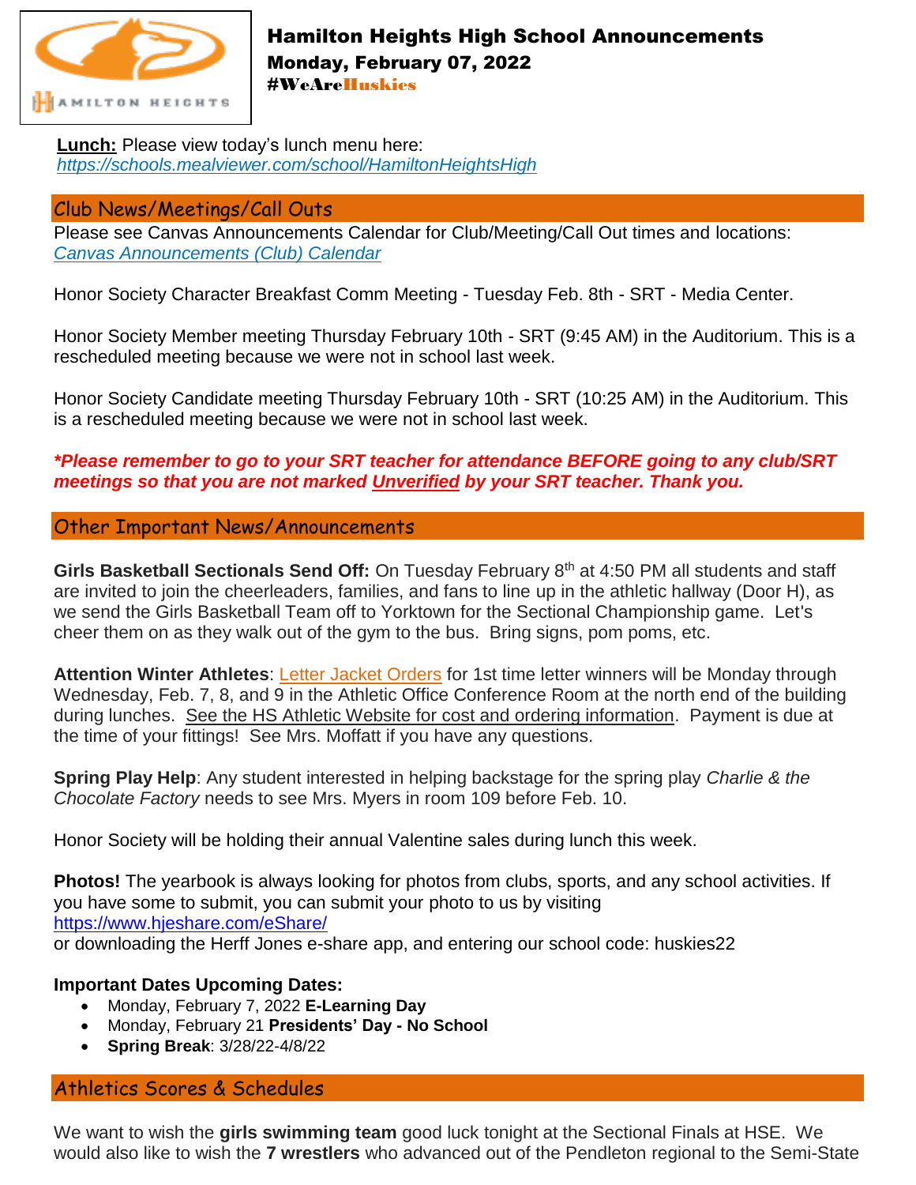# Hamilton Heights High School Announcements

## Monday, February 07, 2022

**#WeAreHuskies**

**Lunch:** Please view today's lunch menu here: *https://schools.mealviewer.com/school/HamiltonHeightsHigh*

## Club News/Meetings/Call Outs

Please see Canvas Announcements Calendar for Club/Meeting/Call Out times and locations: *Canvas Announcements (Club) Calendar*

Honor Society Character Breakfast Comm Meeting - Tuesday Feb. 8th - SRT - Media Center.

Honor Society Member meeting Thursday February 10th - SRT (9:45 AM) in the Auditorium. This is a rescheduled meeting because we were not in school last week.

Honor Society Candidate meeting Thursday February 10th - SRT (10:25 AM) in the Auditorium. This is a rescheduled meeting because we were not in school last week.

***\*Please remember to go to your SRT teacher for attendance BEFORE going to any club/SRT meetings so that you are not marked Unverified by your SRT teacher. Thank you.***

## Other Important News/Announcements

**Girls Basketball Sectionals Send Off:** On Tuesday February 8th at 4:50 PM all students and staff are invited to join the cheerleaders, families, and fans to line up in the athletic hallway (Door H), as we send the Girls Basketball Team off to Yorktown for the Sectional Championship game. Let's cheer them on as they walk out of the gym to the bus. Bring signs, pom poms, etc.

**Attention Winter Athletes**: Letter Jacket Orders for 1st time letter winners will be Monday through Wednesday, Feb. 7, 8, and 9 in the Athletic Office Conference Room at the north end of the building during lunches. See the HS Athletic Website for cost and ordering information. Payment is due at the time of your fittings! See Mrs. Moffatt if you have any questions.

**Spring Play Help**: Any student interested in helping backstage for the spring play *Charlie & the Chocolate Factory* needs to see Mrs. Myers in room 109 before Feb. 10.

Honor Society will be holding their annual Valentine sales during lunch this week.

**Photos!** The yearbook is always looking for photos from clubs, sports, and any school activities. If you have some to submit, you can submit your photo to us by visiting https://www.hjeshare.com/eShare/ or downloading the Herff Jones e-share app, and entering our school code: huskies22

**Important Dates Upcoming Dates:**

- Monday, February 7, 2022 **E-Learning Day**
- Monday, February 21 **Presidents' Day - No School**
- **Spring Break**: 3/28/22-4/8/22

## Athletics Scores & Schedules

We want to wish the **girls swimming team** good luck tonight at the Sectional Finals at HSE. We would also like to wish the **7 wrestlers** who advanced out of the Pendleton regional to the Semi-State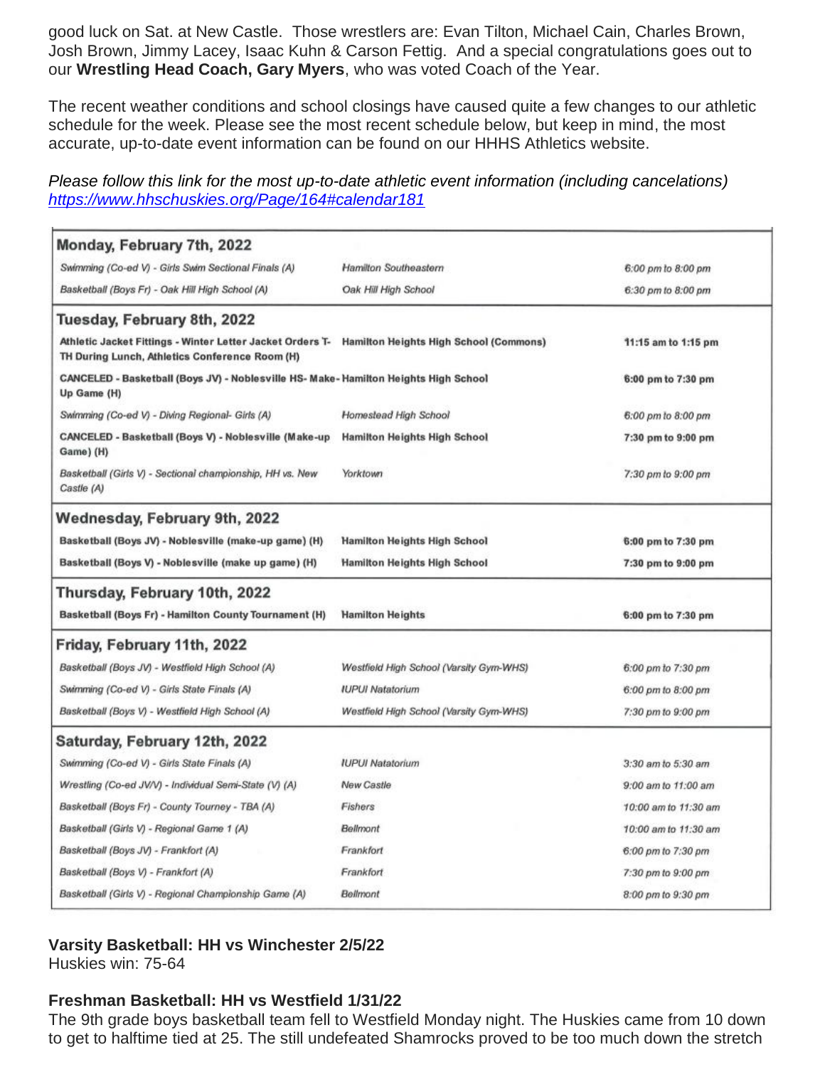good luck on Sat. at New Castle. Those wrestlers are: Evan Tilton, Michael Cain, Charles Brown, Josh Brown, Jimmy Lacey, Isaac Kuhn & Carson Fettig. And a special congratulations goes out to our **Wrestling Head Coach, Gary Myers**, who was voted Coach of the Year.

The recent weather conditions and school closings have caused quite a few changes to our athletic schedule for the week. Please see the most recent schedule below, but keep in mind, the most accurate, up-to-date event information can be found on our HHHS Athletics website.

*Please follow this link for the most up-to-date athletic event information (including cancelations)* *https://www.hhschuskies.org/Page/164#calendar181*

| Event | Location | Time |
|---|---|---|
| **Monday, February 7th, 2022** | | |
| *Swimming (Co-ed V) - Girls Swim Sectional Finals (A)* | *Hamilton Southeastern* | *6:00 pm to 8:00 pm* |
| *Basketball (Boys Fr) - Oak Hill High School (A)* | *Oak Hill High School* | *6:30 pm to 8:00 pm* |
| **Tuesday, February 8th, 2022** | | |
| **Athletic Jacket Fittings - Winter Letter Jacket Orders T-TH During Lunch, Athletics Conference Room (H)** | **Hamilton Heights High School (Commons)** | **11:15 am to 1:15 pm** |
| **CANCELED - Basketball (Boys JV) - Noblesville HS- Make-Up Game (H)** | **Hamilton Heights High School** | **6:00 pm to 7:30 pm** |
| *Swimming (Co-ed V) - Diving Regional- Girls (A)* | *Homestead High School* | *6:00 pm to 8:00 pm* |
| **CANCELED - Basketball (Boys V) - Noblesville (Make-up Game) (H)** | **Hamilton Heights High School** | **7:30 pm to 9:00 pm** |
| *Basketball (Girls V) - Sectional championship, HH vs. New Castle (A)* | *Yorktown* | *7:30 pm to 9:00 pm* |
| **Wednesday, February 9th, 2022** | | |
| **Basketball (Boys JV) - Noblesville (make-up game) (H)** | **Hamilton Heights High School** | **6:00 pm to 7:30 pm** |
| **Basketball (Boys V) - Noblesville (make up game) (H)** | **Hamilton Heights High School** | **7:30 pm to 9:00 pm** |
| **Thursday, February 10th, 2022** | | |
| **Basketball (Boys Fr) - Hamilton County Tournament (H)** | **Hamilton Heights** | **6:00 pm to 7:30 pm** |
| **Friday, February 11th, 2022** | | |
| *Basketball (Boys JV) - Westfield High School (A)* | *Westfield High School (Varsity Gym-WHS)* | *6:00 pm to 7:30 pm* |
| *Swimming (Co-ed V) - Girls State Finals (A)* | *IUPUI Natatorium* | *6:00 pm to 8:00 pm* |
| *Basketball (Boys V) - Westfield High School (A)* | *Westfield High School (Varsity Gym-WHS)* | *7:30 pm to 9:00 pm* |
| **Saturday, February 12th, 2022** | | |
| *Swimming (Co-ed V) - Girls State Finals (A)* | *IUPUI Natatorium* | *3:30 am to 5:30 am* |
| *Wrestling (Co-ed JV/V) - Individual Semi-State (V) (A)* | *New Castle* | *9:00 am to 11:00 am* |
| *Basketball (Boys Fr) - County Tourney - TBA (A)* | *Fishers* | *10:00 am to 11:30 am* |
| *Basketball (Girls V) - Regional Game 1 (A)* | *Bellmont* | *10:00 am to 11:30 am* |
| *Basketball (Boys JV) - Frankfort (A)* | *Frankfort* | *6:00 pm to 7:30 pm* |
| *Basketball (Boys V) - Frankfort (A)* | *Frankfort* | *7:30 pm to 9:00 pm* |
| *Basketball (Girls V) - Regional Championship Game (A)* | *Bellmont* | *8:00 pm to 9:30 pm* |

**Varsity Basketball: HH vs Winchester 2/5/22**
Huskies win: 75-64

**Freshman Basketball: HH vs Westfield 1/31/22**
The 9th grade boys basketball team fell to Westfield Monday night. The Huskies came from 10 down to get to halftime tied at 25. The still undefeated Shamrocks proved to be too much down the stretch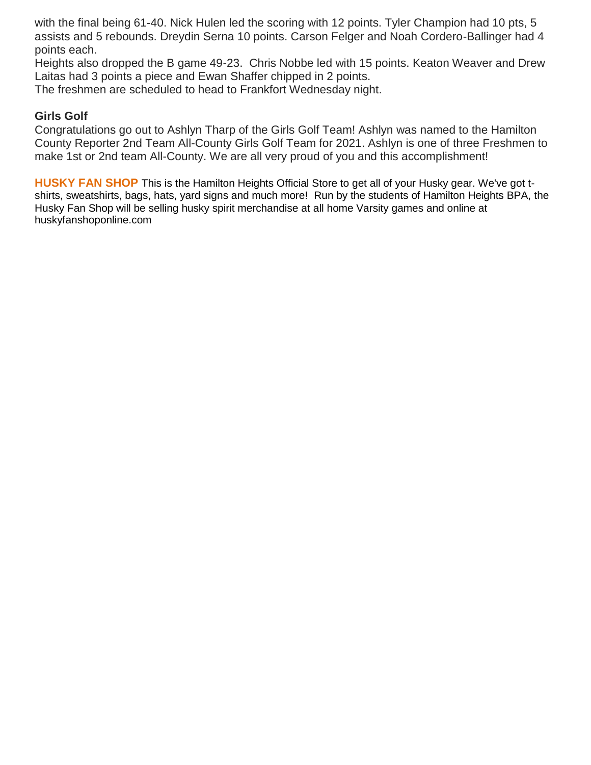with the final being 61-40. Nick Hulen led the scoring with 12 points. Tyler Champion had 10 pts, 5 assists and 5 rebounds. Dreydin Serna 10 points. Carson Felger and Noah Cordero-Ballinger had 4 points each.

Heights also dropped the B game 49-23. Chris Nobbe led with 15 points. Keaton Weaver and Drew Laitas had 3 points a piece and Ewan Shaffer chipped in 2 points.

The freshmen are scheduled to head to Frankfort Wednesday night.

**Girls Golf**

Congratulations go out to Ashlyn Tharp of the Girls Golf Team! Ashlyn was named to the Hamilton County Reporter 2nd Team All-County Girls Golf Team for 2021. Ashlyn is one of three Freshmen to make 1st or 2nd team All-County. We are all very proud of you and this accomplishment!

**HUSKY FAN SHOP** This is the Hamilton Heights Official Store to get all of your Husky gear. We've got t-shirts, sweatshirts, bags, hats, yard signs and much more! Run by the students of Hamilton Heights BPA, the Husky Fan Shop will be selling husky spirit merchandise at all home Varsity games and online at huskyfanshoponline.com